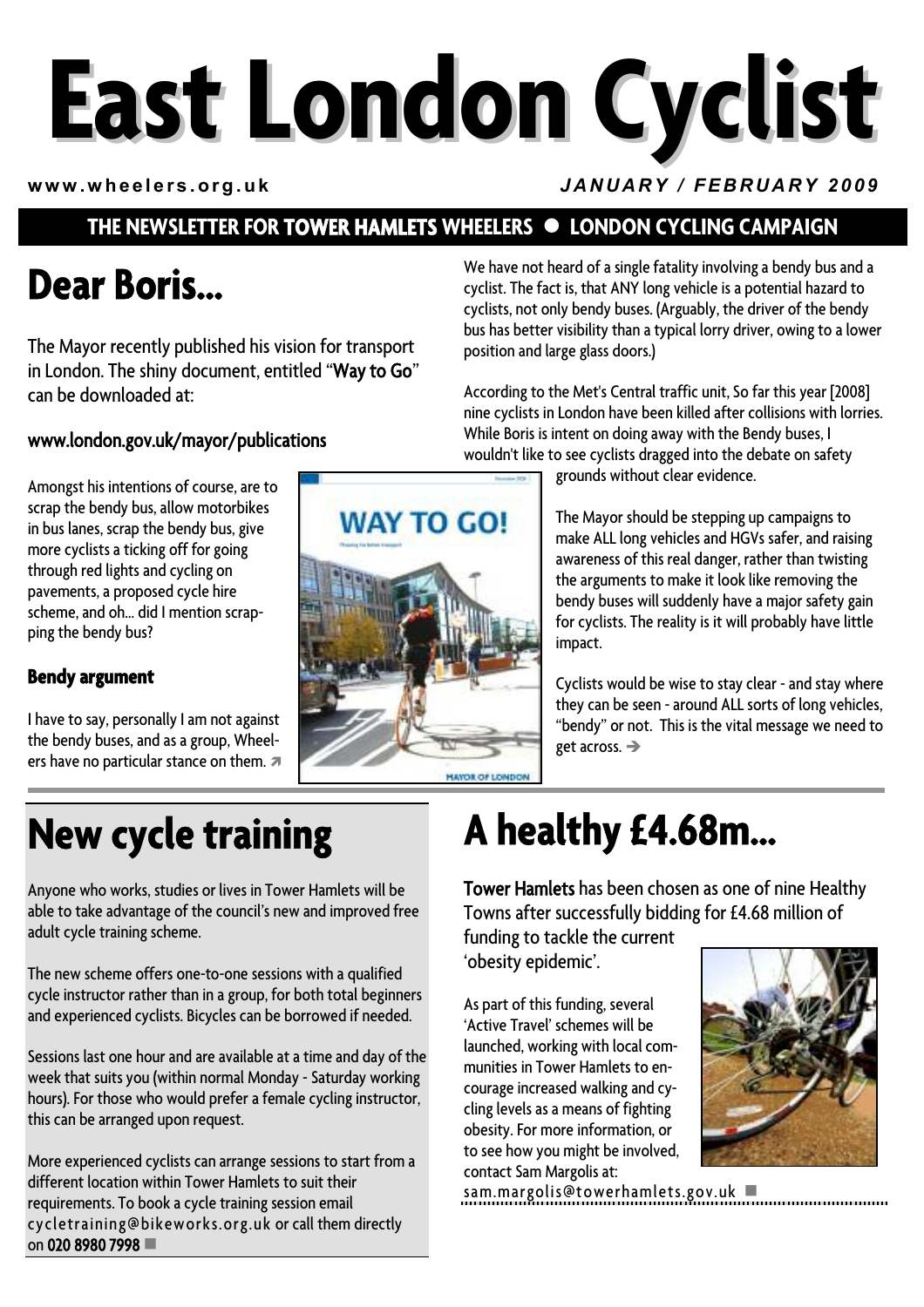# East London Cyclist

www.wheelers.org.uk

*JANUARY / FEBRUARY 2009*

**THE NEWSLETTER FOR TOWER HAMLETS WHEELERS ● LONDON CYCLING CAMPAIGN**

## Dear Boris...

The Mayor recently published his vision for transport in London. The shiny document, entitled "**Way to Go**" can be downloaded at:

**www.london.gov.uk/mayor/publications**

Amongst his intentions of course, are to scrap the bendy bus, allow motorbikes in bus lanes, scrap the bendy bus, give more cyclists a ticking off for going through red lights and cycling on pavements, a proposed cycle hire scheme, and oh... did I mention scrapping the bendy bus?

### Bendy argument

I have to say, personally I am not against the bendy buses, and as a group, Wheelers have no particular stance on them. We have not heard of a single fatality involving a bendy bus and a cyclist. The fact is, that ANY long vehicle is a potential hazard to cyclists, not only bendy buses. (Arguably, the driver of the bendy bus has better visibility than a typical lorry driver, owing to a lower position and large glass doors.)

According to the Met's Central traffic unit, So far this year [2008] nine cyclists in London have been killed after collisions with lorries. While Boris is intent on doing away with the Bendy buses, I wouldn't like to see cyclists dragged into the debate on safety grounds without clear evidence.

The Mayor should be stepping up campaigns to make ALL long vehicles and HGVs safer, and raising awareness of this real danger, rather than twisting the arguments to make it look like removing the bendy buses will suddenly have a major safety gain for cyclists. The reality is it will probably have little impact.

Cyclists would be wise to stay clear - and stay where they can be seen - around ALL sorts of long vehicles, "bendy" or not. This is the vital message we need to get across. ➔

## New cycle training

Anyone who works, studies or lives in Tower Hamlets will be able to take advantage of the council's new and improved free adult cycle training scheme.

The new scheme offers one-to-one sessions with a qualified cycle instructor rather than in a group, for both total beginners and experienced cyclists. Bicycles can be borrowed if needed.

Sessions last one hour and are available at a time and day of the week that suits you (within normal Monday - Saturday working hours). For those who would prefer a female cycling instructor, this can be arranged upon request.

More experienced cyclists can arrange sessions to start from a different location within Tower Hamlets to suit their requirements. To book a cycle training session email cycletraining@bikeworks.org.uk or call them directly on **020 8980 7998** ■

## A healthy £4.68m...

**Tower Hamlets** has been chosen as one of nine Healthy Towns after successfully bidding for £4.68 million of funding to tackle the current 'obesity epidemic'.

As part of this funding, several 'Active Travel' schemes will be launched, working with local communities in Tower Hamlets to encourage increased walking and cycling levels as a means of fighting obesity. For more information, or to see how you might be involved, contact Sam Margolis at: sam.margolis@towerhamlets.gov.uk ■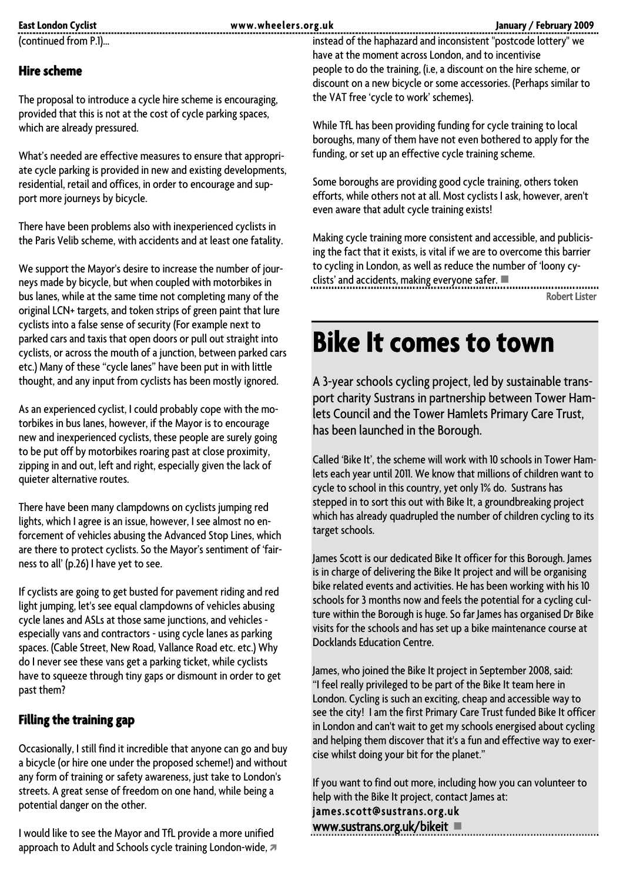(continued from P.1)...

### Hire scheme

The proposal to introduce a cycle hire scheme is encouraging, provided that this is not at the cost of cycle parking spaces, which are already pressured.

What's needed are effective measures to ensure that appropriate cycle parking is provided in new and existing developments, residential, retail and offices, in order to encourage and support more journeys by bicycle.

There have been problems also with inexperienced cyclists in the Paris Velib scheme, with accidents and at least one fatality.

We support the Mayor's desire to increase the number of journeys made by bicycle, but when coupled with motorbikes in bus lanes, while at the same time not completing many of the original LCN+ targets, and token strips of green paint that lure cyclists into a false sense of security (For example next to parked cars and taxis that open doors or pull out straight into cyclists, or across the mouth of a junction, between parked cars etc.) Many of these "cycle lanes" have been put in with little thought, and any input from cyclists has been mostly ignored.

As an experienced cyclist, I could probably cope with the motorbikes in bus lanes, however, if the Mayor is to encourage new and inexperienced cyclists, these people are surely going to be put off by motorbikes roaring past at close proximity, zipping in and out, left and right, especially given the lack of quieter alternative routes.

There have been many clampdowns on cyclists jumping red lights, which I agree is an issue, however, I see almost no enforcement of vehicles abusing the Advanced Stop Lines, which are there to protect cyclists. So the Mayor's sentiment of 'fairness to all' (p.26) I have yet to see.

If cyclists are going to get busted for pavement riding and red light jumping, let's see equal clampdowns of vehicles abusing cycle lanes and ASLs at those same junctions, and vehicles - especially vans and contractors - using cycle lanes as parking spaces. (Cable Street, New Road, Vallance Road etc. etc.) Why do I never see these vans get a parking ticket, while cyclists have to squeeze through tiny gaps or dismount in order to get past them?

### Filling the training gap

Occasionally, I still find it incredible that anyone can go and buy a bicycle (or hire one under the proposed scheme!) and without any form of training or safety awareness, just take to London's streets. A great sense of freedom on one hand, while being a potential danger on the other.

I would like to see the Mayor and TfL provide a more unified approach to Adult and Schools cycle training London-wide, instead of the haphazard and inconsistent "postcode lottery" we have at the moment across London, and to incentivise people to do the training, (i.e, a discount on the hire scheme, or discount on a new bicycle or some accessories. (Perhaps similar to the VAT free 'cycle to work' schemes).

While TfL has been providing funding for cycle training to local boroughs, many of them have not even bothered to apply for the funding, or set up an effective cycle training scheme.

Some boroughs are providing good cycle training, others token efforts, while others not at all. Most cyclists I ask, however, aren't even aware that adult cycle training exists!

Making cycle training more consistent and accessible, and publicising the fact that it exists, is vital if we are to overcome this barrier to cycling in London, as well as reduce the number of 'loony cyclists' and accidents, making everyone safer. ■

**Robert Lister**

# Bike It comes to town

A 3-year schools cycling project, led by sustainable transport charity Sustrans in partnership between Tower Hamlets Council and the Tower Hamlets Primary Care Trust, has been launched in the Borough.

Called 'Bike It', the scheme will work with 10 schools in Tower Hamlets each year until 2011. We know that millions of children want to cycle to school in this country, yet only 1% do. Sustrans has stepped in to sort this out with Bike It, a groundbreaking project which has already quadrupled the number of children cycling to its target schools.

James Scott is our dedicated Bike It officer for this Borough. James is in charge of delivering the Bike It project and will be organising bike related events and activities. He has been working with his 10 schools for 3 months now and feels the potential for a cycling culture within the Borough is huge. So far James has organised Dr Bike visits for the schools and has set up a bike maintenance course at Docklands Education Centre.

James, who joined the Bike It project in September 2008, said: "I feel really privileged to be part of the Bike It team here in London. Cycling is such an exciting, cheap and accessible way to see the city! I am the first Primary Care Trust funded Bike It officer in London and can't wait to get my schools energised about cycling and helping them discover that it's a fun and effective way to exercise whilst doing your bit for the planet."

If you want to find out more, including how you can volunteer to help with the Bike It project, contact James at:
**james.scott@sustrans.org.uk**
www.sustrans.org.uk/bikeit ■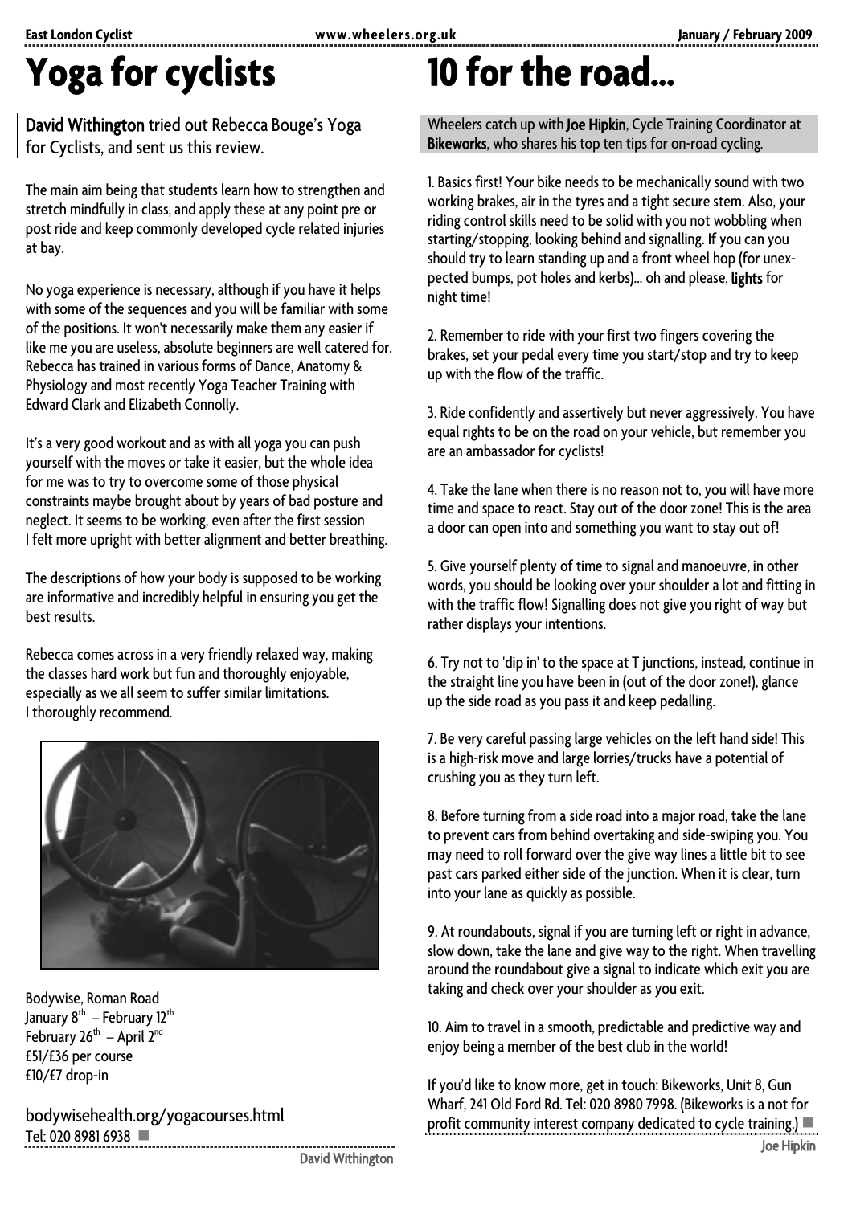# Yoga for cyclists

**David Withington** tried out Rebecca Bouge's Yoga for Cyclists, and sent us this review.

The main aim being that students learn how to strengthen and stretch mindfully in class, and apply these at any point pre or post ride and keep commonly developed cycle related injuries at bay.

No yoga experience is necessary, although if you have it helps with some of the sequences and you will be familiar with some of the positions. It won't necessarily make them any easier if like me you are useless, absolute beginners are well catered for. Rebecca has trained in various forms of Dance, Anatomy & Physiology and most recently Yoga Teacher Training with Edward Clark and Elizabeth Connolly.

It's a very good workout and as with all yoga you can push yourself with the moves or take it easier, but the whole idea for me was to try to overcome some of those physical constraints maybe brought about by years of bad posture and neglect. It seems to be working, even after the first session I felt more upright with better alignment and better breathing.

The descriptions of how your body is supposed to be working are informative and incredibly helpful in ensuring you get the best results.

Rebecca comes across in a very friendly relaxed way, making the classes hard work but fun and thoroughly enjoyable, especially as we all seem to suffer similar limitations. I thoroughly recommend.

Bodywise, Roman Road
January 8th – February 12th
February 26th – April 2nd
£51/£36 per course
£10/£7 drop-in

bodywisehealth.org/yogacourses.html
Tel: 020 8981 6938

David Withington

# 10 for the road...

Wheelers catch up with **Joe Hipkin**, Cycle Training Coordinator at **Bikeworks**, who shares his top ten tips for on-road cycling.

1. Basics first! Your bike needs to be mechanically sound with two working brakes, air in the tyres and a tight secure stem. Also, your riding control skills need to be solid with you not wobbling when starting/stopping, looking behind and signalling. If you can you should try to learn standing up and a front wheel hop (for unexpected bumps, pot holes and kerbs)... oh and please, **lights** for night time!

2. Remember to ride with your first two fingers covering the brakes, set your pedal every time you start/stop and try to keep up with the flow of the traffic.

3. Ride confidently and assertively but never aggressively. You have equal rights to be on the road on your vehicle, but remember you are an ambassador for cyclists!

4. Take the lane when there is no reason not to, you will have more time and space to react. Stay out of the door zone! This is the area a door can open into and something you want to stay out of!

5. Give yourself plenty of time to signal and manoeuvre, in other words, you should be looking over your shoulder a lot and fitting in with the traffic flow! Signalling does not give you right of way but rather displays your intentions.

6. Try not to 'dip in' to the space at T junctions, instead, continue in the straight line you have been in (out of the door zone!), glance up the side road as you pass it and keep pedalling.

7. Be very careful passing large vehicles on the left hand side! This is a high-risk move and large lorries/trucks have a potential of crushing you as they turn left.

8. Before turning from a side road into a major road, take the lane to prevent cars from behind overtaking and side-swiping you. You may need to roll forward over the give way lines a little bit to see past cars parked either side of the junction. When it is clear, turn into your lane as quickly as possible.

9. At roundabouts, signal if you are turning left or right in advance, slow down, take the lane and give way to the right. When travelling around the roundabout give a signal to indicate which exit you are taking and check over your shoulder as you exit.

10. Aim to travel in a smooth, predictable and predictive way and enjoy being a member of the best club in the world!

If you'd like to know more, get in touch: Bikeworks, Unit 8, Gun Wharf, 241 Old Ford Rd. Tel: 020 8980 7998. (Bikeworks is a not for profit community interest company dedicated to cycle training.)

Joe Hipkin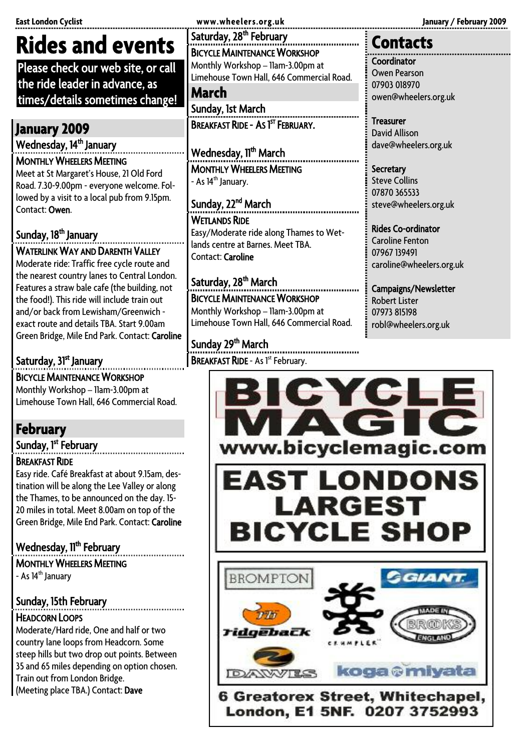# Rides and events

**Please check our web site, or call the ride leader in advance, as times/details sometimes change!**

## January 2009

### Wednesday, 14th January

**MONTHLY WHEELERS MEETING**

Meet at St Margaret's House, 21 Old Ford Road. 7.30-9.00pm - everyone welcome. Followed by a visit to a local pub from 9.15pm. Contact: **Owen**.

### Sunday, 18th January

**WATERLINK WAY AND DARENTH VALLEY**

Moderate ride: Traffic free cycle route and the nearest country lanes to Central London. Features a straw bale cafe (the building, not the food!). This ride will include train out and/or back from Lewisham/Greenwich - exact route and details TBA. Start 9.00am Green Bridge, Mile End Park. Contact: **Caroline**

### Saturday, 31st January

**BICYCLE MAINTENANCE WORKSHOP**

Monthly Workshop – 11am-3.00pm at Limehouse Town Hall, 646 Commercial Road.

## February

### Sunday, 1st February

**BREAKFAST RIDE**

Easy ride. Café Breakfast at about 9.15am, destination will be along the Lee Valley or along the Thames, to be announced on the day. 15-20 miles in total. Meet 8.00am on top of the Green Bridge, Mile End Park. Contact: **Caroline**

### Wednesday, 11th February

**MONTHLY WHEELERS MEETING**

- As 14th January

### Sunday, 15th February

**HEADCORN LOOPS**

Moderate/Hard ride, One and half or two country lane loops from Headcorn. Some steep hills but two drop out points. Between 35 and 65 miles depending on option chosen. Train out from London Bridge. (Meeting place TBA.) Contact: **Dave**

### Saturday, 28th February

**BICYCLE MAINTENANCE WORKSHOP**

Monthly Workshop – 11am-3.00pm at Limehouse Town Hall, 646 Commercial Road.

## March

### Sunday, 1st March

**BREAKFAST RIDE - AS 1ST FEBRUARY.**

### Wednesday, 11th March

**MONTHLY WHEELERS MEETING**

- As 14th January.

### Sunday, 22nd March

**WETLANDS RIDE**

Easy/Moderate ride along Thames to Wetlands centre at Barnes. Meet TBA. Contact: **Caroline**

### Saturday, 28th March

**BICYCLE MAINTENANCE WORKSHOP**

Monthly Workshop – 11am-3.00pm at Limehouse Town Hall, 646 Commercial Road.

### Sunday 29th March

**BREAKFAST RIDE** - As 1st February.

# Contacts

**Coordinator**
Owen Pearson
07903 018970
owen@wheelers.org.uk

**Treasurer**
David Allison
dave@wheelers.org.uk

**Secretary**
Steve Collins
07870 365533
steve@wheelers.org.uk

**Rides Co-ordinator**
Caroline Fenton
07967 139491
caroline@wheelers.org.uk

**Campaigns/Newsletter**
Robert Lister
07973 815198
robl@wheelers.org.uk

**BICYCLE MAGIC**

www.bicyclemagic.com

**EAST LONDONS LARGEST BICYCLE SHOP**

BROMPTON · GIANT · Ridgeback · CRUMPLER · BROOKS MADE IN ENGLAND · DAWES · koga miyata

**6 Greatorex Street, Whitechapel, London, E1 5NF. 0207 3752993**